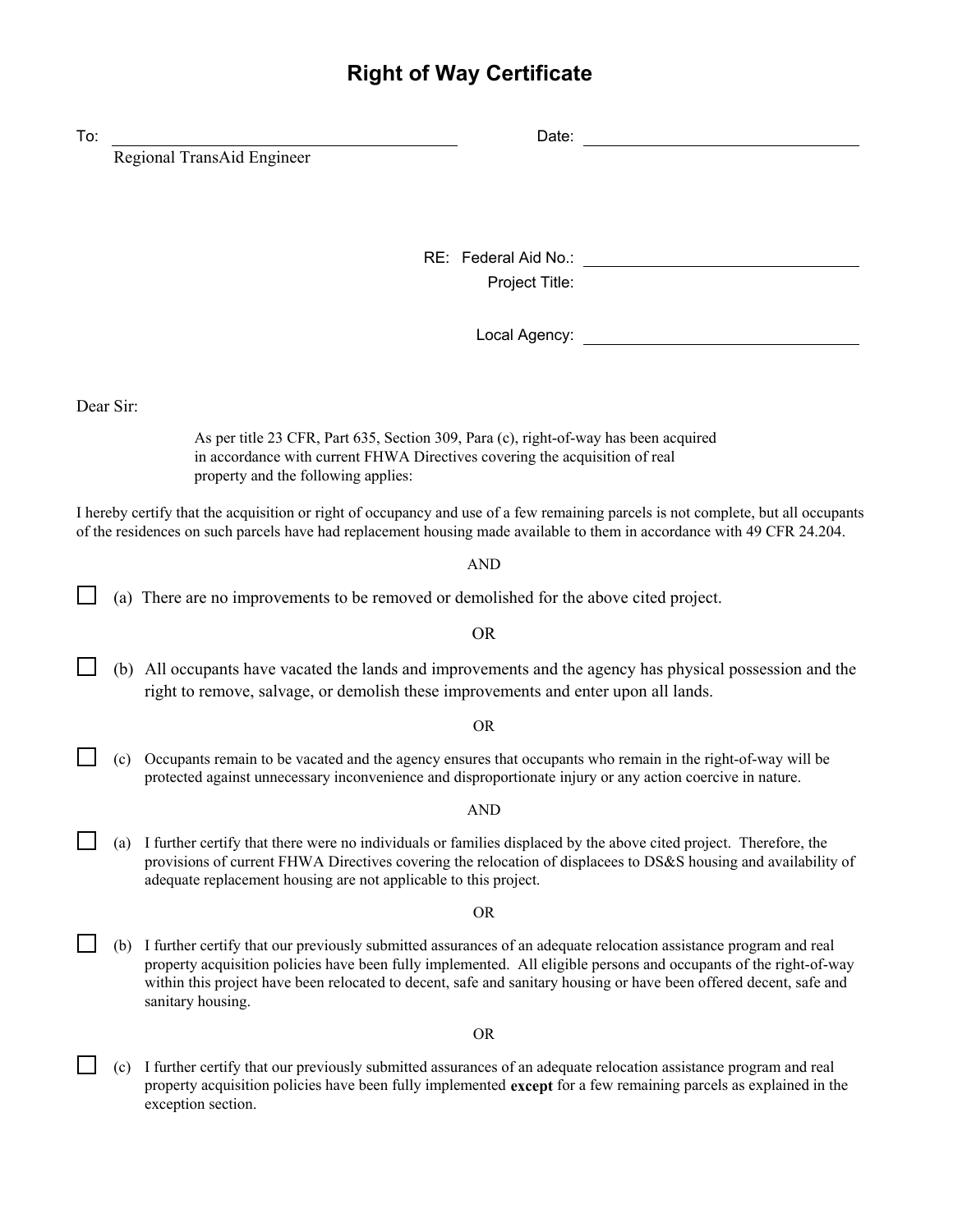# Right of Way Certificate

To: ______________________________ Date: ______________________________
Regional TransAid Engineer

RE: Federal Aid No.: ______________________________
Project Title:

Local Agency: ______________________________

Dear Sir:

As per title 23 CFR, Part 635, Section 309, Para (c), right-of-way has been acquired in accordance with current FHWA Directives covering the acquisition of real property and the following applies:

I hereby certify that the acquisition or right of occupancy and use of a few remaining parcels is not complete, but all occupants of the residences on such parcels have had replacement housing made available to them in accordance with 49 CFR 24.204.

AND

☐ (a) There are no improvements to be removed or demolished for the above cited project.

OR

☐ (b) All occupants have vacated the lands and improvements and the agency has physical possession and the right to remove, salvage, or demolish these improvements and enter upon all lands.

OR

☐ (c) Occupants remain to be vacated and the agency ensures that occupants who remain in the right-of-way will be protected against unnecessary inconvenience and disproportionate injury or any action coercive in nature.

AND

☐ (a) I further certify that there were no individuals or families displaced by the above cited project. Therefore, the provisions of current FHWA Directives covering the relocation of displacees to DS&S housing and availability of adequate replacement housing are not applicable to this project.

OR

☐ (b) I further certify that our previously submitted assurances of an adequate relocation assistance program and real property acquisition policies have been fully implemented. All eligible persons and occupants of the right-of-way within this project have been relocated to decent, safe and sanitary housing or have been offered decent, safe and sanitary housing.

OR

☐ (c) I further certify that our previously submitted assurances of an adequate relocation assistance program and real property acquisition policies have been fully implemented **except** for a few remaining parcels as explained in the exception section.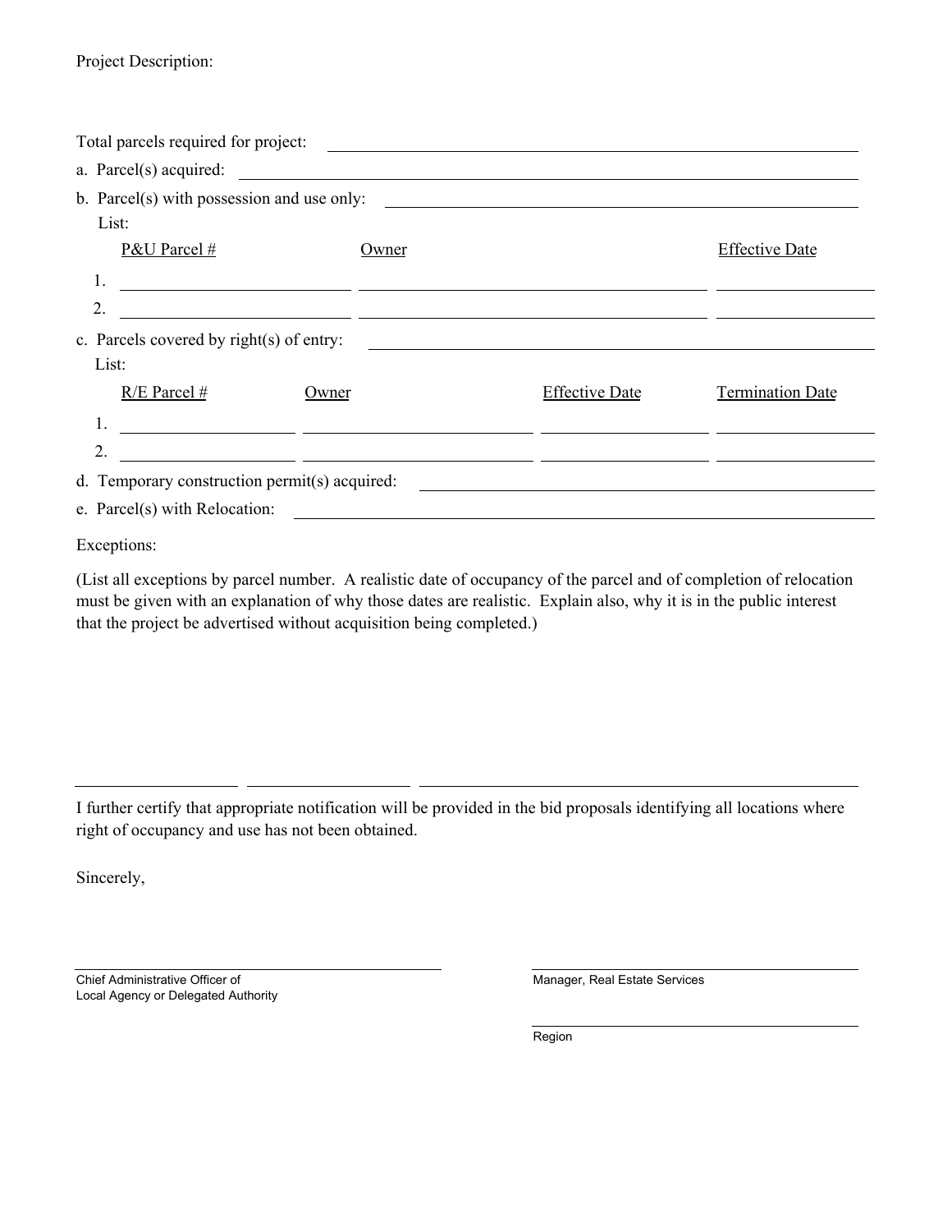Project Description:

Total parcels required for project: \_\_\_\_\_\_\_\_\_\_\_\_\_\_\_\_\_\_\_\_

a. Parcel(s) acquired: \_\_\_\_\_\_\_\_\_\_\_\_\_\_\_\_\_\_\_\_

b. Parcel(s) with possession and use only: \_\_\_\_\_\_\_\_\_\_\_\_\_\_\_\_\_\_\_\_

List:

| | P&U Parcel # | Owner | Effective Date |
|---|---|---|---|
| 1. | | | |
| 2. | | | |

c. Parcels covered by right(s) of entry: \_\_\_\_\_\_\_\_\_\_\_\_\_\_\_\_\_\_\_\_

List:

| | R/E Parcel # | Owner | Effective Date | Termination Date |
|---|---|---|---|---|
| 1. | | | | |
| 2. | | | | |

d. Temporary construction permit(s) acquired: \_\_\_\_\_\_\_\_\_\_\_\_\_\_\_\_\_\_\_\_

e. Parcel(s) with Relocation: \_\_\_\_\_\_\_\_\_\_\_\_\_\_\_\_\_\_\_\_

Exceptions:

(List all exceptions by parcel number. A realistic date of occupancy of the parcel and of completion of relocation must be given with an explanation of why those dates are realistic. Explain also, why it is in the public interest that the project be advertised without acquisition being completed.)

\_\_\_\_\_\_\_\_\_\_\_\_\_\_\_\_ \_\_\_\_\_\_\_\_\_\_\_\_\_\_\_\_ \_\_\_\_\_\_\_\_\_\_\_\_\_\_\_\_\_\_\_\_\_\_\_\_\_\_\_\_\_\_\_\_

I further certify that appropriate notification will be provided in the bid proposals identifying all locations where right of occupancy and use has not been obtained.

Sincerely,

\_\_\_\_\_\_\_\_\_\_\_\_\_\_\_\_\_\_\_\_\_\_\_\_\_\_\_\_\_\_\_\_
Chief Administrative Officer of
Local Agency or Delegated Authority

\_\_\_\_\_\_\_\_\_\_\_\_\_\_\_\_\_\_\_\_\_\_\_\_\_\_\_\_\_\_\_\_
Manager, Real Estate Services

\_\_\_\_\_\_\_\_\_\_\_\_\_\_\_\_\_\_\_\_\_\_\_\_\_\_\_\_\_\_\_\_
Region